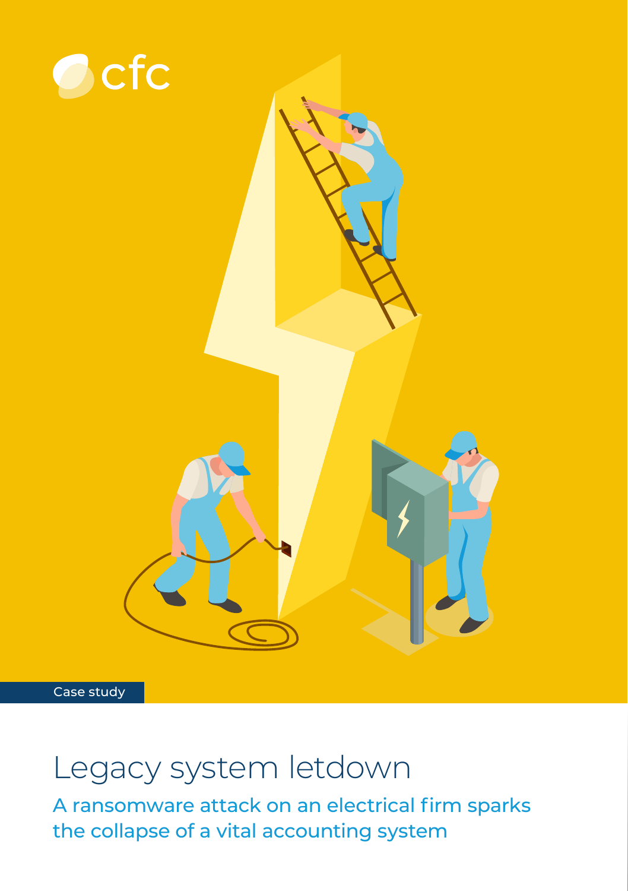cfc

Case study

# Legacy system letdown

## A ransomware attack on an electrical firm sparks the collapse of a vital accounting system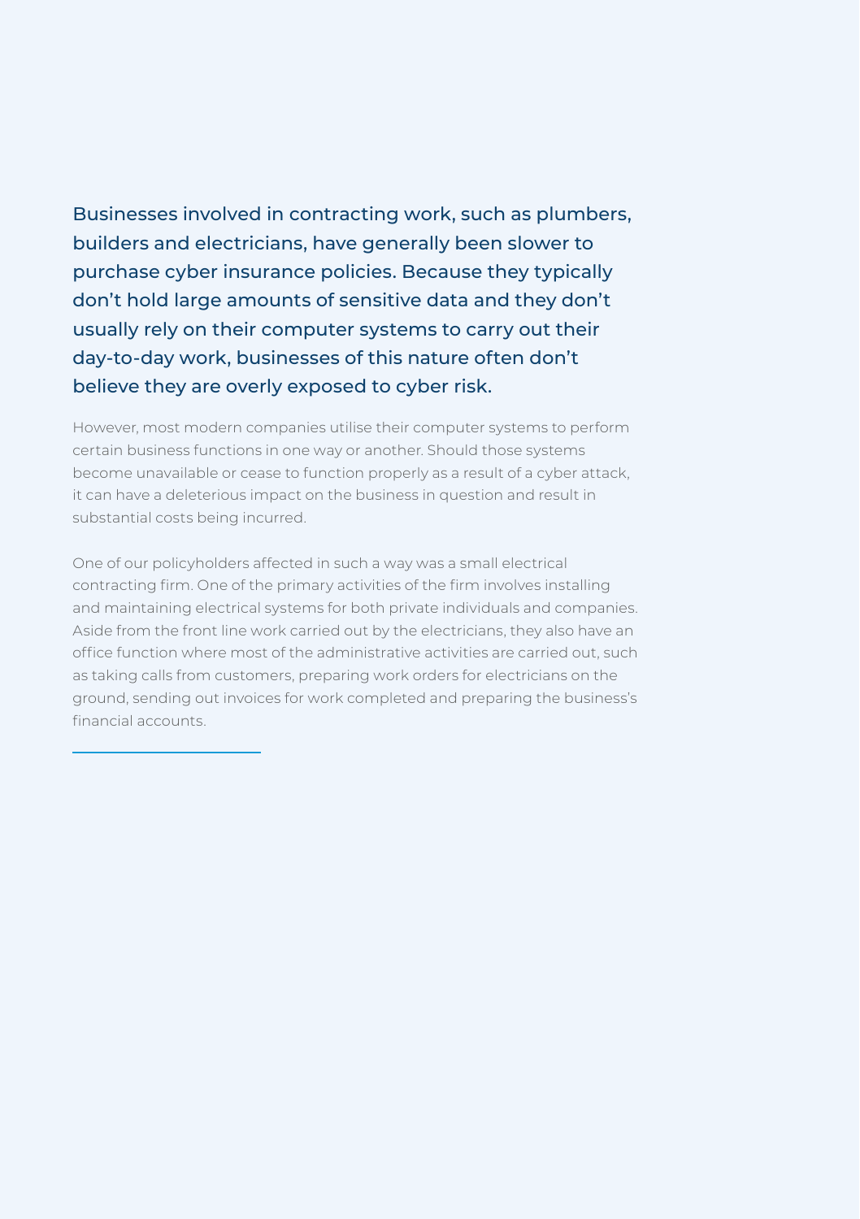Businesses involved in contracting work, such as plumbers, builders and electricians, have generally been slower to purchase cyber insurance policies. Because they typically don't hold large amounts of sensitive data and they don't usually rely on their computer systems to carry out their day-to-day work, businesses of this nature often don't believe they are overly exposed to cyber risk.

However, most modern companies utilise their computer systems to perform certain business functions in one way or another. Should those systems become unavailable or cease to function properly as a result of a cyber attack, it can have a deleterious impact on the business in question and result in substantial costs being incurred.

One of our policyholders affected in such a way was a small electrical contracting firm. One of the primary activities of the firm involves installing and maintaining electrical systems for both private individuals and companies. Aside from the front line work carried out by the electricians, they also have an office function where most of the administrative activities are carried out, such as taking calls from customers, preparing work orders for electricians on the ground, sending out invoices for work completed and preparing the business's financial accounts.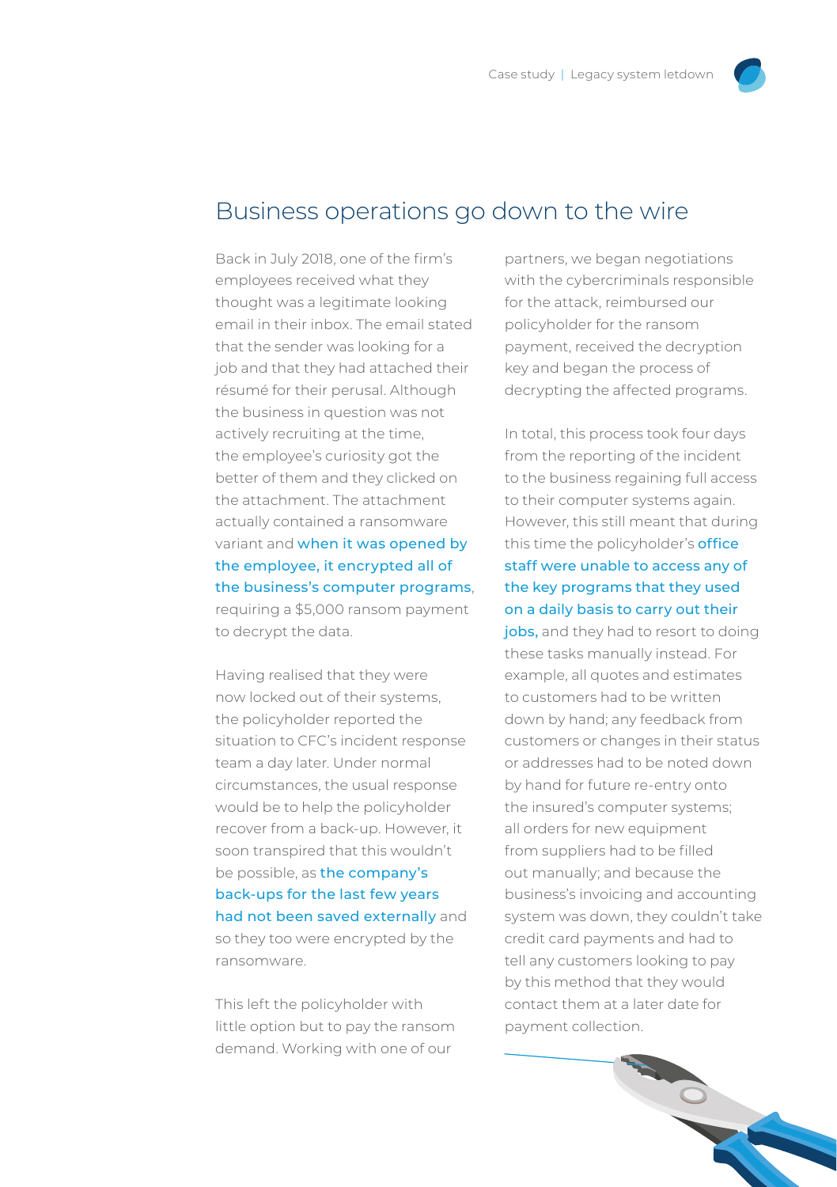## Business operations go down to the wire

Back in July 2018, one of the firm's employees received what they thought was a legitimate looking email in their inbox. The email stated that the sender was looking for a job and that they had attached their résumé for their perusal. Although the business in question was not actively recruiting at the time, the employee's curiosity got the better of them and they clicked on the attachment. The attachment actually contained a ransomware variant and when it was opened by the employee, it encrypted all of the business's computer programs, requiring a $5,000 ransom payment to decrypt the data.

Having realised that they were now locked out of their systems, the policyholder reported the situation to CFC's incident response team a day later. Under normal circumstances, the usual response would be to help the policyholder recover from a back-up. However, it soon transpired that this wouldn't be possible, as the company's back-ups for the last few years had not been saved externally and so they too were encrypted by the ransomware.

This left the policyholder with little option but to pay the ransom demand. Working with one of our partners, we began negotiations with the cybercriminals responsible for the attack, reimbursed our policyholder for the ransom payment, received the decryption key and began the process of decrypting the affected programs.

In total, this process took four days from the reporting of the incident to the business regaining full access to their computer systems again. However, this still meant that during this time the policyholder's office staff were unable to access any of the key programs that they used on a daily basis to carry out their jobs, and they had to resort to doing these tasks manually instead. For example, all quotes and estimates to customers had to be written down by hand; any feedback from customers or changes in their status or addresses had to be noted down by hand for future re-entry onto the insured's computer systems; all orders for new equipment from suppliers had to be filled out manually; and because the business's invoicing and accounting system was down, they couldn't take credit card payments and had to tell any customers looking to pay by this method that they would contact them at a later date for payment collection.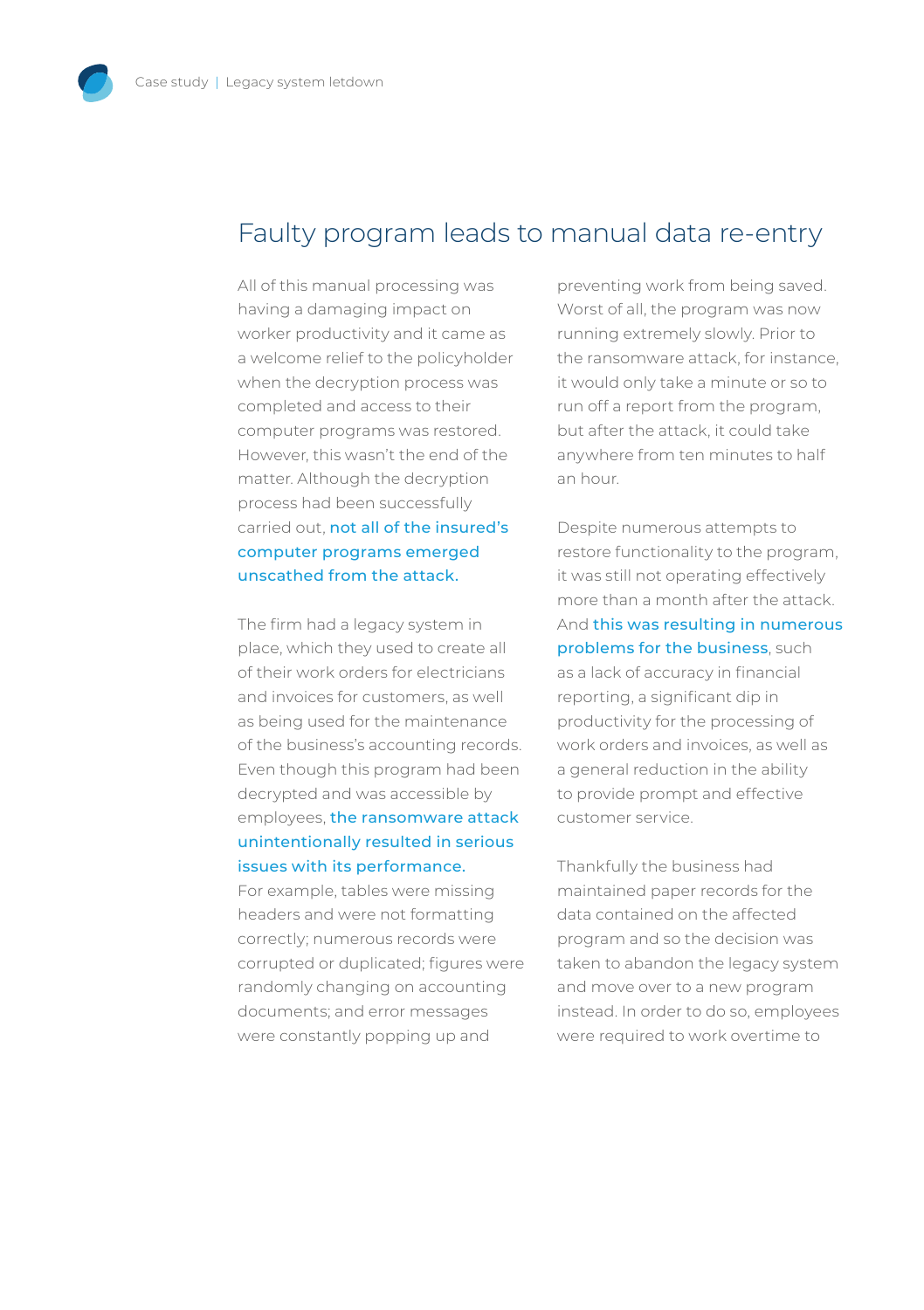## Faulty program leads to manual data re-entry

All of this manual processing was having a damaging impact on worker productivity and it came as a welcome relief to the policyholder when the decryption process was completed and access to their computer programs was restored. However, this wasn't the end of the matter. Although the decryption process had been successfully carried out, not all of the insured's computer programs emerged unscathed from the attack.

The firm had a legacy system in place, which they used to create all of their work orders for electricians and invoices for customers, as well as being used for the maintenance of the business's accounting records. Even though this program had been decrypted and was accessible by employees, the ransomware attack unintentionally resulted in serious issues with its performance. For example, tables were missing headers and were not formatting correctly; numerous records were corrupted or duplicated; figures were randomly changing on accounting documents; and error messages were constantly popping up and preventing work from being saved. Worst of all, the program was now running extremely slowly. Prior to the ransomware attack, for instance, it would only take a minute or so to run off a report from the program, but after the attack, it could take anywhere from ten minutes to half an hour.

Despite numerous attempts to restore functionality to the program, it was still not operating effectively more than a month after the attack. And this was resulting in numerous problems for the business, such as a lack of accuracy in financial reporting, a significant dip in productivity for the processing of work orders and invoices, as well as a general reduction in the ability to provide prompt and effective customer service.

Thankfully the business had maintained paper records for the data contained on the affected program and so the decision was taken to abandon the legacy system and move over to a new program instead. In order to do so, employees were required to work overtime to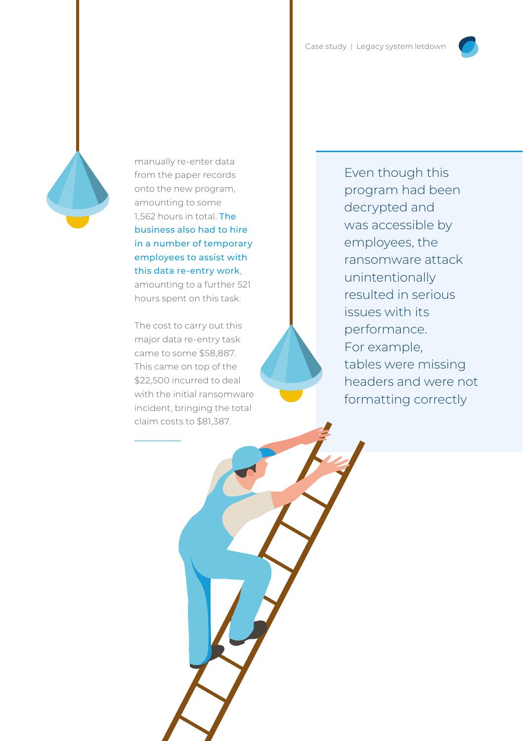manually re-enter data from the paper records onto the new program, amounting to some 1,562 hours in total. The business also had to hire in a number of temporary employees to assist with this data re-entry work, amounting to a further 521 hours spent on this task.

The cost to carry out this major data re-entry task came to some $58,887. This came on top of the $22,500 incurred to deal with the initial ransomware incident, bringing the total claim costs to $81,387.

> Even though this program had been decrypted and was accessible by employees, the ransomware attack unintentionally resulted in serious issues with its performance. For example, tables were missing headers and were not formatting correctly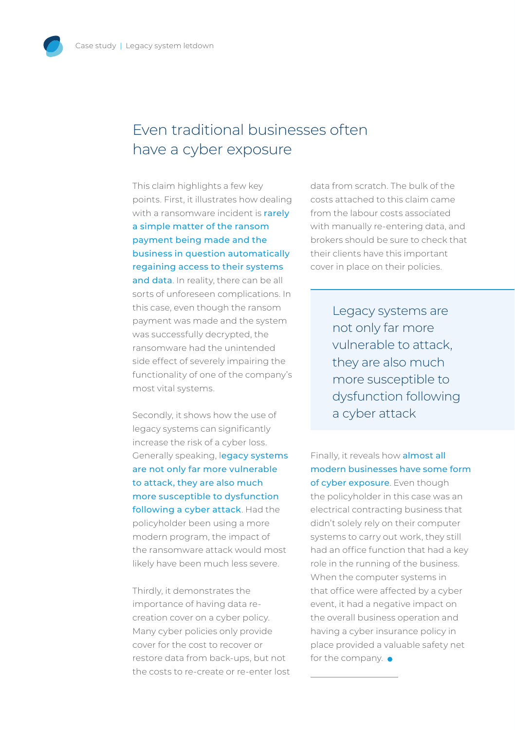# Even traditional businesses often have a cyber exposure

This claim highlights a few key points. First, it illustrates how dealing with a ransomware incident is rarely a simple matter of the ransom payment being made and the business in question automatically regaining access to their systems and data. In reality, there can be all sorts of unforeseen complications. In this case, even though the ransom payment was made and the system was successfully decrypted, the ransomware had the unintended side effect of severely impairing the functionality of one of the company's most vital systems.

Secondly, it shows how the use of legacy systems can significantly increase the risk of a cyber loss. Generally speaking, legacy systems are not only far more vulnerable to attack, they are also much more susceptible to dysfunction following a cyber attack. Had the policyholder been using a more modern program, the impact of the ransomware attack would most likely have been much less severe.

Thirdly, it demonstrates the importance of having data re-creation cover on a cyber policy. Many cyber policies only provide cover for the cost to recover or restore data from back-ups, but not the costs to re-create or re-enter lost data from scratch. The bulk of the costs attached to this claim came from the labour costs associated with manually re-entering data, and brokers should be sure to check that their clients have this important cover in place on their policies.

> Legacy systems are not only far more vulnerable to attack, they are also much more susceptible to dysfunction following a cyber attack

Finally, it reveals how almost all modern businesses have some form of cyber exposure. Even though the policyholder in this case was an electrical contracting business that didn't solely rely on their computer systems to carry out work, they still had an office function that had a key role in the running of the business. When the computer systems in that office were affected by a cyber event, it had a negative impact on the overall business operation and having a cyber insurance policy in place provided a valuable safety net for the company.